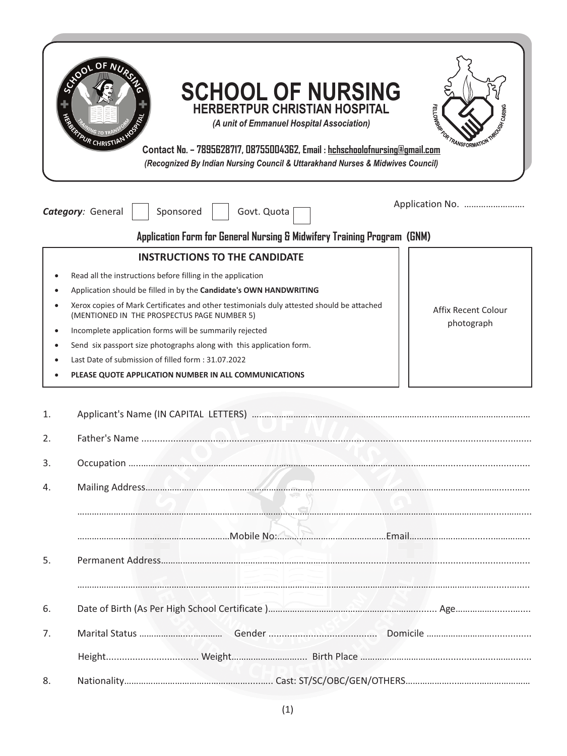# SCHOOL OF NURSING

## HERBERTPUR CHRISTIAN HOSPITAL

*(A unit of Emmanuel Hospital Association)*

**Contact No. – 7895628717, 08755004362, Email : hchschoolofnursing@gmail.com**

*(Recognized By Indian Nursing Council & Uttarakhand Nurses & Midwives Council)*

***Category**:* General ☐ Sponsored ☐ Govt. Quota ☐

Application No. ……………………

### Application Form for General Nursing & Midwifery Training Program (GNM)

**INSTRUCTIONS TO THE CANDIDATE**

- Read all the instructions before filling in the application
- Application should be filled in by the **Candidate's OWN HANDWRITING**
- Xerox copies of Mark Certificates and other testimonials duly attested should be attached (MENTIONED IN THE PROSPECTUS PAGE NUMBER 5)
- Incomplete application forms will be summarily rejected
- Send six passport size photographs along with this application form.
- Last Date of submission of filled form : 31.07.2022
- **PLEASE QUOTE APPLICATION NUMBER IN ALL COMMUNICATIONS**

Affix Recent Colour photograph

1. Applicant's Name (IN CAPITAL LETTERS) ……………………………………………………………

2. Father's Name ……………………………………………………………

3. Occupation ……………………………………………………………

4. Mailing Address……………………………………………………………

   ……………………………………………………………

   ……………………………Mobile No:……………………………Email……………………………

5. Permanent Address……………………………………………………………

   ……………………………………………………………

6. Date of Birth (As Per High School Certificate )…………………………… Age……………………

7. Marital Status …………………… Gender …………………… Domicile ……………………

   Height…………………… Weight…………………… Birth Place ……………………

8. Nationality…………………… Cast: ST/SC/OBC/GEN/OTHERS……………………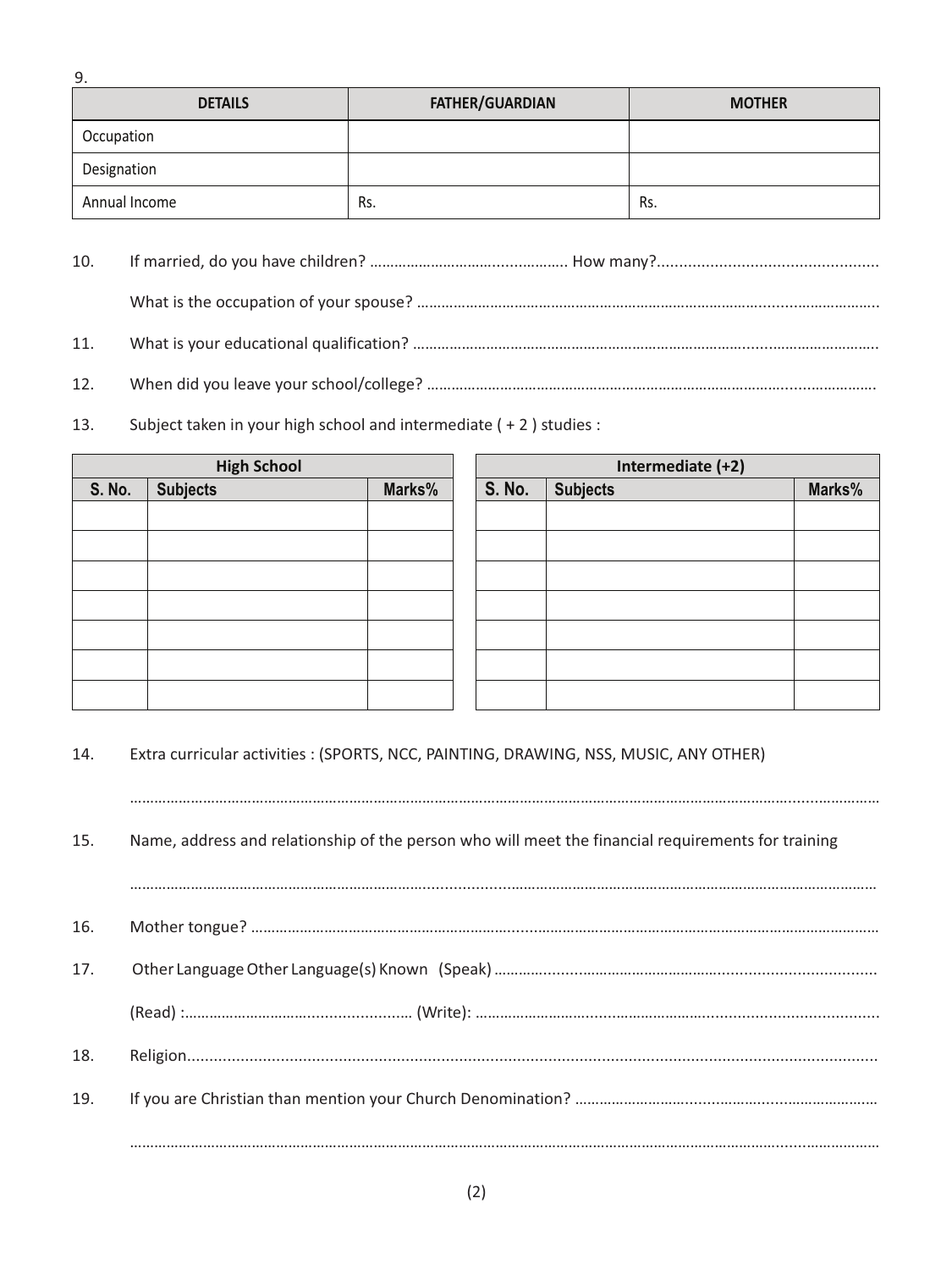9.

| DETAILS | FATHER/GUARDIAN | MOTHER |
|---|---|---|
| Occupation | | |
| Designation | | |
| Annual Income | Rs. | Rs. |

10. If married, do you have children? ………………………………………… How many?……………………………………………

    What is the occupation of your spouse? ……………………………………………………………………………………………

11. What is your educational qualification? ……………………………………………………………………………………………

12. When did you leave your school/college? …………………………………………………………………………………………

13. Subject taken in your high school and intermediate ( + 2 ) studies :

| High School | | |
|---|---|---|
| **S. No.** | **Subjects** | **Marks%** |
| | | |
| | | |
| | | |
| | | |
| | | |
| | | |
| | | |

| Intermediate (+2) | | |
|---|---|---|
| **S. No.** | **Subjects** | **Marks%** |
| | | |
| | | |
| | | |
| | | |
| | | |
| | | |
| | | |

14. Extra curricular activities : (SPORTS, NCC, PAINTING, DRAWING, NSS, MUSIC, ANY OTHER)

    ……………………………………………………………………………………………………………………………………………

15. Name, address and relationship of the person who will meet the financial requirements for training

    ……………………………………………………………………………………………………………………………………………

16. Mother tongue? ……………………………………………………………………………………………………………………

17. Other Language Other Language(s) Known (Speak) …………………………………………………………………………

    (Read) :…………………………………………… (Write): ……………………………………………………………………………

18. Religion……………………………………………………………………………………………………………………………

19. If you are Christian than mention your Church Denomination? ……………………………………………………………

    ……………………………………………………………………………………………………………………………………………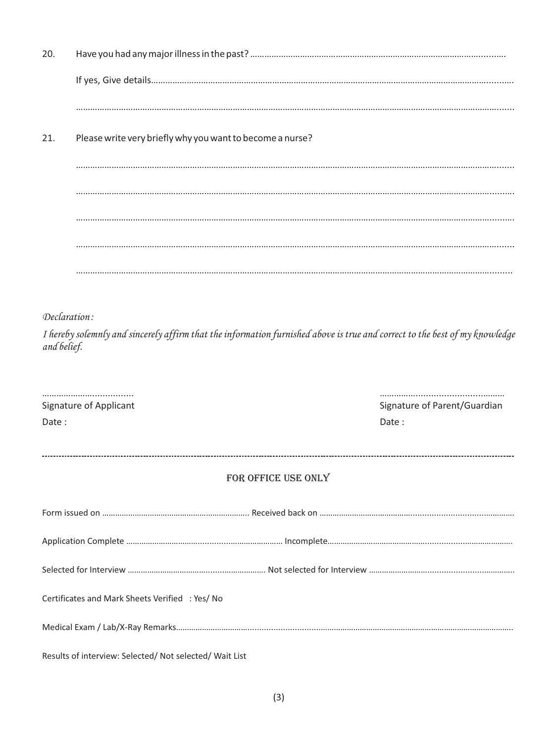20. Have you had any major illness in the past? ..........................................................................................................

    If yes, Give details..........................................................................................................................................

    ..........................................................................................................................................................................

21. Please write very briefly why you want to become a nurse?

    ..........................................................................................................................................................................

    ..........................................................................................................................................................................

    ..........................................................................................................................................................................

    ..........................................................................................................................................................................

    ..........................................................................................................................................................................

*Declaration :*

*I hereby solemnly and sincerely affirm that the information furnished above is true and correct to the best of my knowledge and belief.*

.................................... Signature of Applicant
Date :

................................................ Signature of Parent/Guardian
Date :

---

## FOR OFFICE USE ONLY

Form issued on .................................................................. Received back on ..........................................................................

Application Complete ......................................................................... Incomplete.......................................................................................

Selected for Interview ........................................................... Not selected for Interview ..................................................................

Certificates and Mark Sheets Verified : Yes/ No

Medical Exam / Lab/X-Ray Remarks...........................................................................................................................................

Results of interview: Selected/ Not selected/ Wait List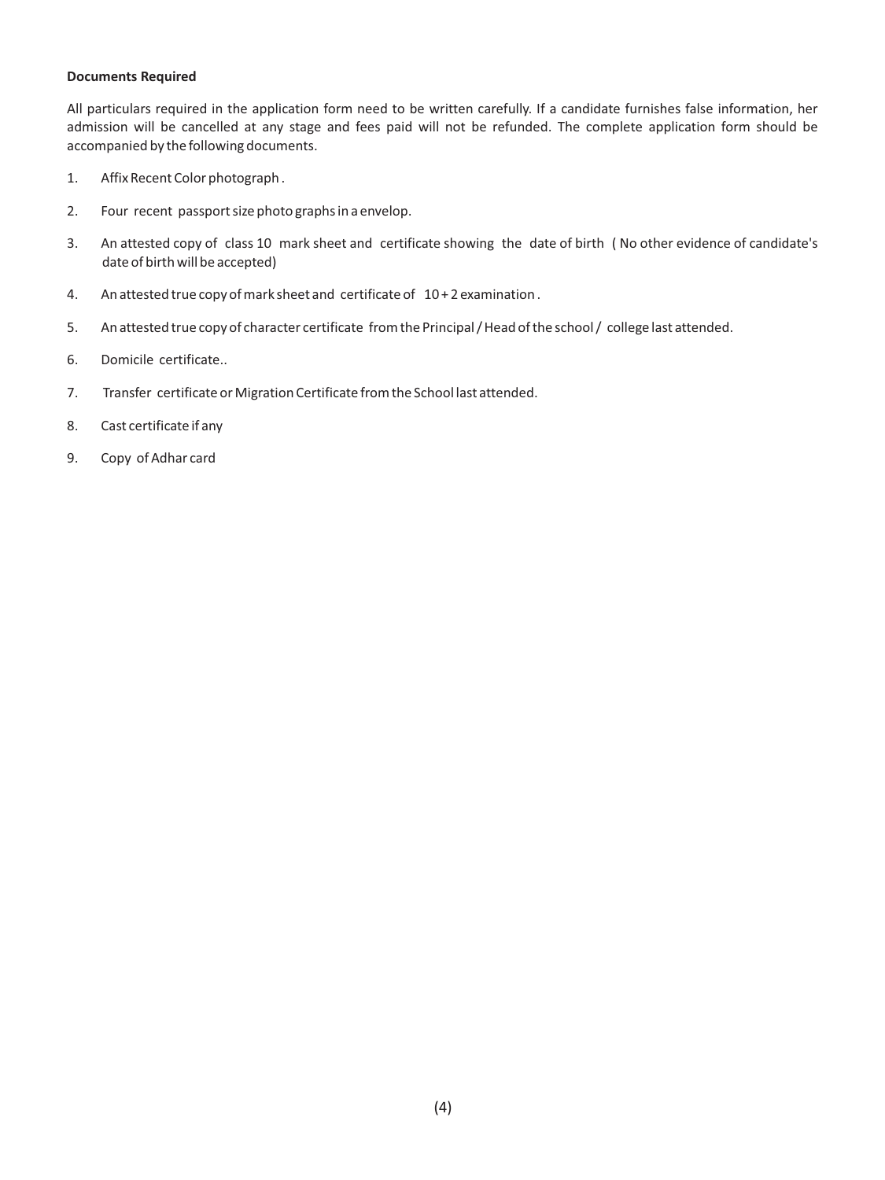**Documents Required**

All particulars required in the application form need to be written carefully. If a candidate furnishes false information, her admission will be cancelled at any stage and fees paid will not be refunded. The complete application form should be accompanied by the following documents.

1. Affix Recent Color photograph .
2. Four recent passport size photo graphs in a envelop.
3. An attested copy of class 10 mark sheet and certificate showing the date of birth ( No other evidence of candidate's date of birth will be accepted)
4. An attested true copy of mark sheet and certificate of 10 + 2 examination .
5. An attested true copy of character certificate from the Principal / Head of the school / college last attended.
6. Domicile certificate..
7. Transfer certificate or Migration Certificate from the School last attended.
8. Cast certificate if any
9. Copy of Adhar card